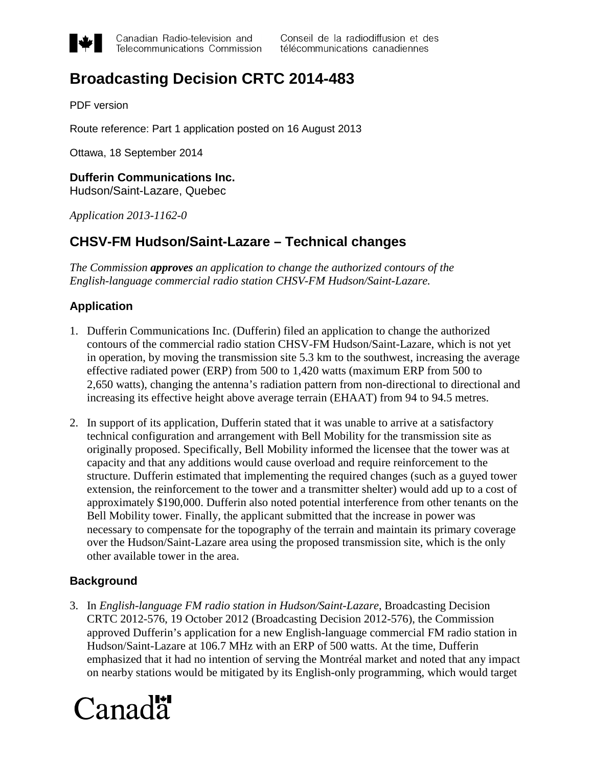Canadian Radio-television and Telecommunications Commission

Conseil de la radiodiffusion et des télécommunications canadiennes

# Broadcasting Decision CRTC 2014-483

PDF version

Route reference: Part 1 application posted on 16 August 2013

Ottawa, 18 September 2014

**Dufferin Communications Inc.**
Hudson/Saint-Lazare, Quebec

*Application 2013-1162-0*

## CHSV-FM Hudson/Saint-Lazare – Technical changes

*The Commission **approves** an application to change the authorized contours of the English-language commercial radio station CHSV-FM Hudson/Saint-Lazare.*

### Application

1. Dufferin Communications Inc. (Dufferin) filed an application to change the authorized contours of the commercial radio station CHSV-FM Hudson/Saint-Lazare, which is not yet in operation, by moving the transmission site 5.3 km to the southwest, increasing the average effective radiated power (ERP) from 500 to 1,420 watts (maximum ERP from 500 to 2,650 watts), changing the antenna's radiation pattern from non-directional to directional and increasing its effective height above average terrain (EHAAT) from 94 to 94.5 metres.

2. In support of its application, Dufferin stated that it was unable to arrive at a satisfactory technical configuration and arrangement with Bell Mobility for the transmission site as originally proposed. Specifically, Bell Mobility informed the licensee that the tower was at capacity and that any additions would cause overload and require reinforcement to the structure. Dufferin estimated that implementing the required changes (such as a guyed tower extension, the reinforcement to the tower and a transmitter shelter) would add up to a cost of approximately $190,000. Dufferin also noted potential interference from other tenants on the Bell Mobility tower. Finally, the applicant submitted that the increase in power was necessary to compensate for the topography of the terrain and maintain its primary coverage over the Hudson/Saint-Lazare area using the proposed transmission site, which is the only other available tower in the area.

### Background

3. In *English-language FM radio station in Hudson/Saint-Lazare*, Broadcasting Decision CRTC 2012-576, 19 October 2012 (Broadcasting Decision 2012-576), the Commission approved Dufferin's application for a new English-language commercial FM radio station in Hudson/Saint-Lazare at 106.7 MHz with an ERP of 500 watts. At the time, Dufferin emphasized that it had no intention of serving the Montréal market and noted that any impact on nearby stations would be mitigated by its English-only programming, which would target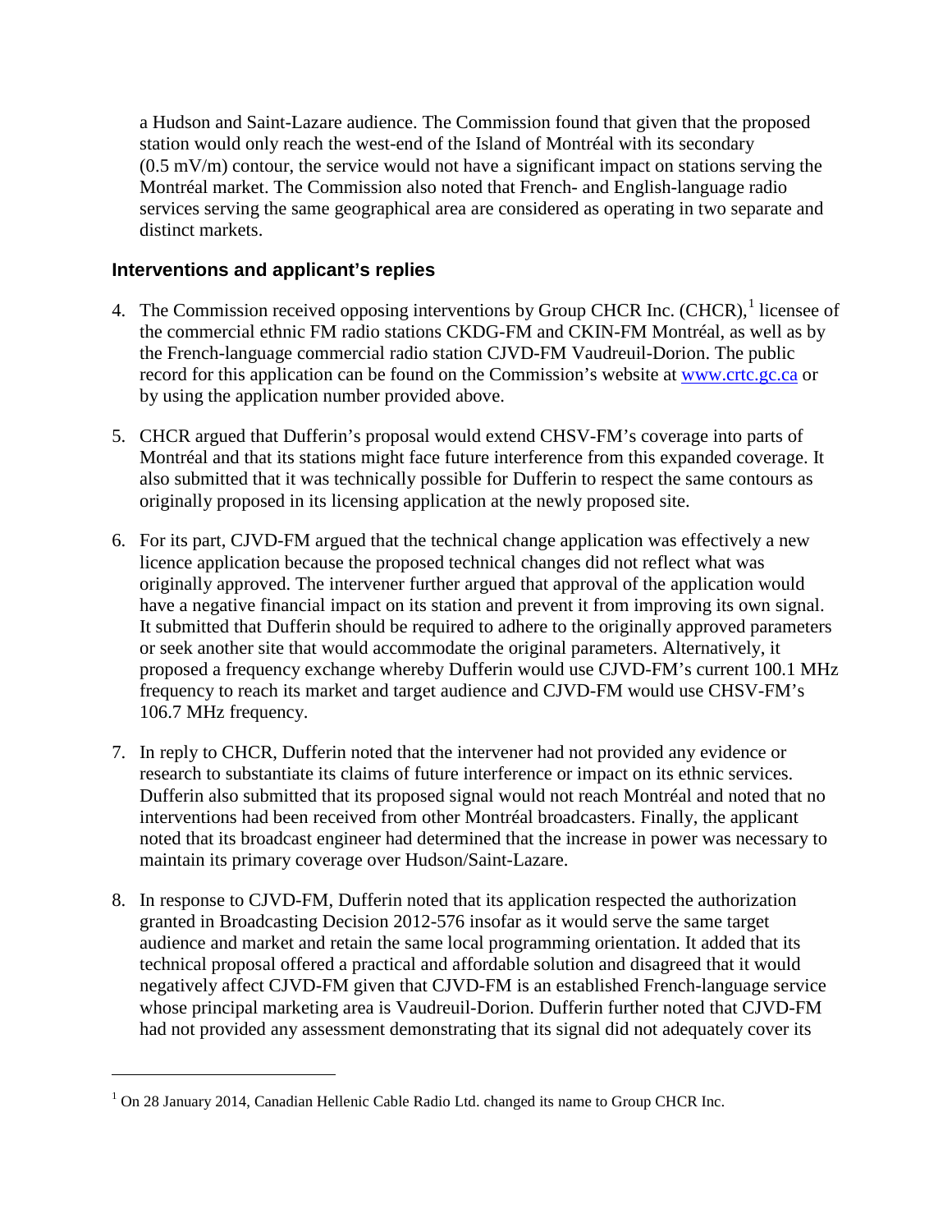a Hudson and Saint-Lazare audience. The Commission found that given that the proposed station would only reach the west-end of the Island of Montréal with its secondary (0.5 mV/m) contour, the service would not have a significant impact on stations serving the Montréal market. The Commission also noted that French- and English-language radio services serving the same geographical area are considered as operating in two separate and distinct markets.

## Interventions and applicant's replies

4. The Commission received opposing interventions by Group CHCR Inc. (CHCR),[1] licensee of the commercial ethnic FM radio stations CKDG-FM and CKIN-FM Montréal, as well as by the French-language commercial radio station CJVD-FM Vaudreuil-Dorion. The public record for this application can be found on the Commission's website at www.crtc.gc.ca or by using the application number provided above.

5. CHCR argued that Dufferin's proposal would extend CHSV-FM's coverage into parts of Montréal and that its stations might face future interference from this expanded coverage. It also submitted that it was technically possible for Dufferin to respect the same contours as originally proposed in its licensing application at the newly proposed site.

6. For its part, CJVD-FM argued that the technical change application was effectively a new licence application because the proposed technical changes did not reflect what was originally approved. The intervener further argued that approval of the application would have a negative financial impact on its station and prevent it from improving its own signal. It submitted that Dufferin should be required to adhere to the originally approved parameters or seek another site that would accommodate the original parameters. Alternatively, it proposed a frequency exchange whereby Dufferin would use CJVD-FM's current 100.1 MHz frequency to reach its market and target audience and CJVD-FM would use CHSV-FM's 106.7 MHz frequency.

7. In reply to CHCR, Dufferin noted that the intervener had not provided any evidence or research to substantiate its claims of future interference or impact on its ethnic services. Dufferin also submitted that its proposed signal would not reach Montréal and noted that no interventions had been received from other Montréal broadcasters. Finally, the applicant noted that its broadcast engineer had determined that the increase in power was necessary to maintain its primary coverage over Hudson/Saint-Lazare.

8. In response to CJVD-FM, Dufferin noted that its application respected the authorization granted in Broadcasting Decision 2012-576 insofar as it would serve the same target audience and market and retain the same local programming orientation. It added that its technical proposal offered a practical and affordable solution and disagreed that it would negatively affect CJVD-FM given that CJVD-FM is an established French-language service whose principal marketing area is Vaudreuil-Dorion. Dufferin further noted that CJVD-FM had not provided any assessment demonstrating that its signal did not adequately cover its

---

[1] On 28 January 2014, Canadian Hellenic Cable Radio Ltd. changed its name to Group CHCR Inc.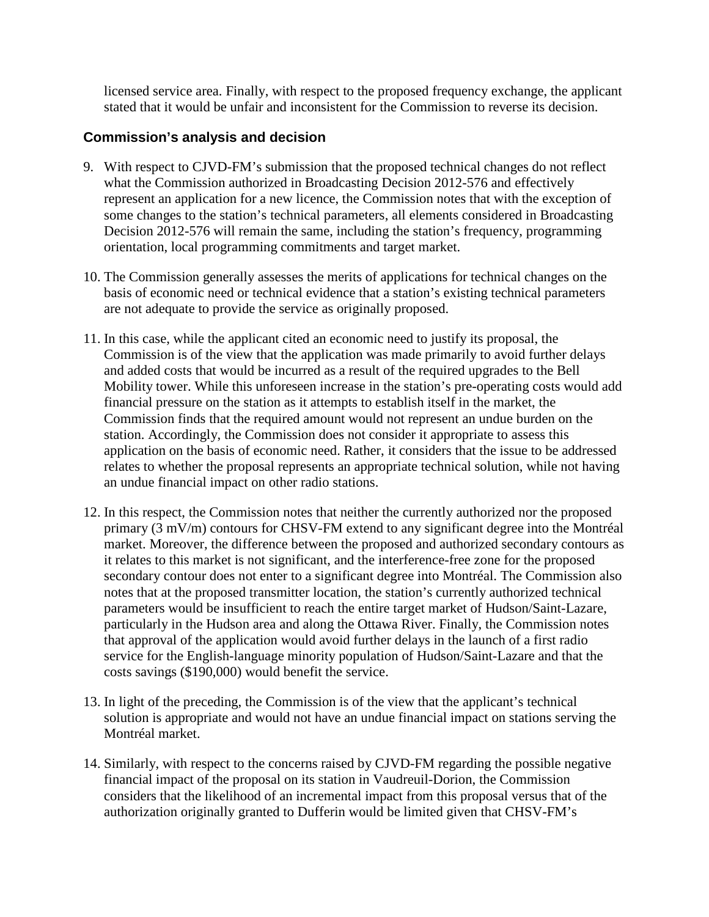licensed service area. Finally, with respect to the proposed frequency exchange, the applicant stated that it would be unfair and inconsistent for the Commission to reverse its decision.

## Commission's analysis and decision

9. With respect to CJVD-FM's submission that the proposed technical changes do not reflect what the Commission authorized in Broadcasting Decision 2012-576 and effectively represent an application for a new licence, the Commission notes that with the exception of some changes to the station's technical parameters, all elements considered in Broadcasting Decision 2012-576 will remain the same, including the station's frequency, programming orientation, local programming commitments and target market.

10. The Commission generally assesses the merits of applications for technical changes on the basis of economic need or technical evidence that a station's existing technical parameters are not adequate to provide the service as originally proposed.

11. In this case, while the applicant cited an economic need to justify its proposal, the Commission is of the view that the application was made primarily to avoid further delays and added costs that would be incurred as a result of the required upgrades to the Bell Mobility tower. While this unforeseen increase in the station's pre-operating costs would add financial pressure on the station as it attempts to establish itself in the market, the Commission finds that the required amount would not represent an undue burden on the station. Accordingly, the Commission does not consider it appropriate to assess this application on the basis of economic need. Rather, it considers that the issue to be addressed relates to whether the proposal represents an appropriate technical solution, while not having an undue financial impact on other radio stations.

12. In this respect, the Commission notes that neither the currently authorized nor the proposed primary (3 mV/m) contours for CHSV-FM extend to any significant degree into the Montréal market. Moreover, the difference between the proposed and authorized secondary contours as it relates to this market is not significant, and the interference-free zone for the proposed secondary contour does not enter to a significant degree into Montréal. The Commission also notes that at the proposed transmitter location, the station's currently authorized technical parameters would be insufficient to reach the entire target market of Hudson/Saint-Lazare, particularly in the Hudson area and along the Ottawa River. Finally, the Commission notes that approval of the application would avoid further delays in the launch of a first radio service for the English-language minority population of Hudson/Saint-Lazare and that the costs savings ($190,000) would benefit the service.

13. In light of the preceding, the Commission is of the view that the applicant's technical solution is appropriate and would not have an undue financial impact on stations serving the Montréal market.

14. Similarly, with respect to the concerns raised by CJVD-FM regarding the possible negative financial impact of the proposal on its station in Vaudreuil-Dorion, the Commission considers that the likelihood of an incremental impact from this proposal versus that of the authorization originally granted to Dufferin would be limited given that CHSV-FM's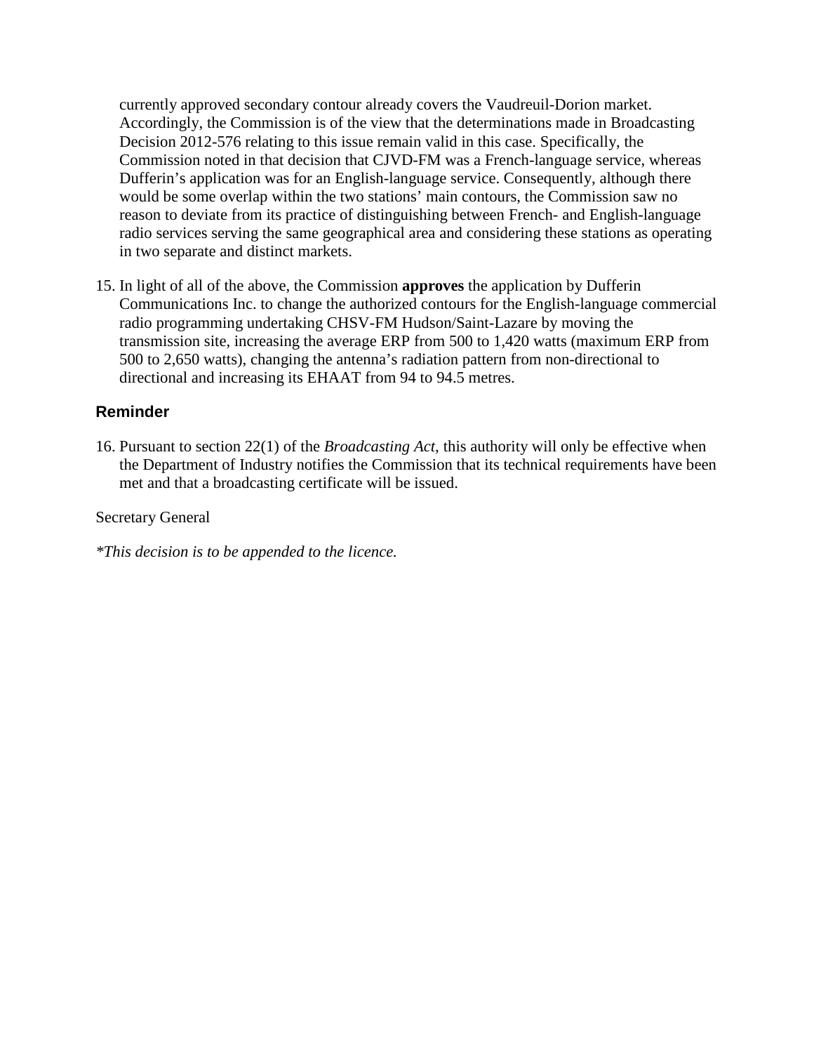currently approved secondary contour already covers the Vaudreuil-Dorion market. Accordingly, the Commission is of the view that the determinations made in Broadcasting Decision 2012-576 relating to this issue remain valid in this case. Specifically, the Commission noted in that decision that CJVD-FM was a French-language service, whereas Dufferin's application was for an English-language service. Consequently, although there would be some overlap within the two stations' main contours, the Commission saw no reason to deviate from its practice of distinguishing between French- and English-language radio services serving the same geographical area and considering these stations as operating in two separate and distinct markets.

15. In light of all of the above, the Commission **approves** the application by Dufferin Communications Inc. to change the authorized contours for the English-language commercial radio programming undertaking CHSV-FM Hudson/Saint-Lazare by moving the transmission site, increasing the average ERP from 500 to 1,420 watts (maximum ERP from 500 to 2,650 watts), changing the antenna's radiation pattern from non-directional to directional and increasing its EHAAT from 94 to 94.5 metres.

## Reminder

16. Pursuant to section 22(1) of the *Broadcasting Act*, this authority will only be effective when the Department of Industry notifies the Commission that its technical requirements have been met and that a broadcasting certificate will be issued.

Secretary General

**This decision is to be appended to the licence.*